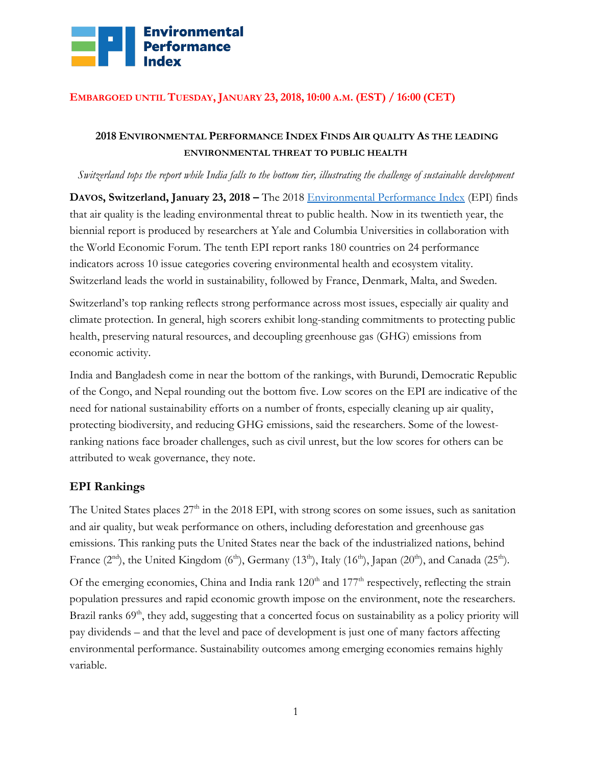**Environmental Performance Index**

**EMBARGOED UNTIL TUESDAY, JANUARY 23, 2018, 10:00 A.M. (EST) / 16:00 (CET)**

## 2018 ENVIRONMENTAL PERFORMANCE INDEX FINDS AIR QUALITY AS THE LEADING ENVIRONMENTAL THREAT TO PUBLIC HEALTH

*Switzerland tops the report while India falls to the bottom tier, illustrating the challenge of sustainable development*

**DAVOS, Switzerland, January 23, 2018 –** The 2018 Environmental Performance Index (EPI) finds that air quality is the leading environmental threat to public health. Now in its twentieth year, the biennial report is produced by researchers at Yale and Columbia Universities in collaboration with the World Economic Forum. The tenth EPI report ranks 180 countries on 24 performance indicators across 10 issue categories covering environmental health and ecosystem vitality. Switzerland leads the world in sustainability, followed by France, Denmark, Malta, and Sweden.

Switzerland's top ranking reflects strong performance across most issues, especially air quality and climate protection. In general, high scorers exhibit long-standing commitments to protecting public health, preserving natural resources, and decoupling greenhouse gas (GHG) emissions from economic activity.

India and Bangladesh come in near the bottom of the rankings, with Burundi, Democratic Republic of the Congo, and Nepal rounding out the bottom five. Low scores on the EPI are indicative of the need for national sustainability efforts on a number of fronts, especially cleaning up air quality, protecting biodiversity, and reducing GHG emissions, said the researchers. Some of the lowest-ranking nations face broader challenges, such as civil unrest, but the low scores for others can be attributed to weak governance, they note.

## EPI Rankings

The United States places 27th in the 2018 EPI, with strong scores on some issues, such as sanitation and air quality, but weak performance on others, including deforestation and greenhouse gas emissions. This ranking puts the United States near the back of the industrialized nations, behind France (2nd), the United Kingdom (6th), Germany (13th), Italy (16th), Japan (20th), and Canada (25th).

Of the emerging economies, China and India rank 120th and 177th respectively, reflecting the strain population pressures and rapid economic growth impose on the environment, note the researchers. Brazil ranks 69th, they add, suggesting that a concerted focus on sustainability as a policy priority will pay dividends – and that the level and pace of development is just one of many factors affecting environmental performance. Sustainability outcomes among emerging economies remains highly variable.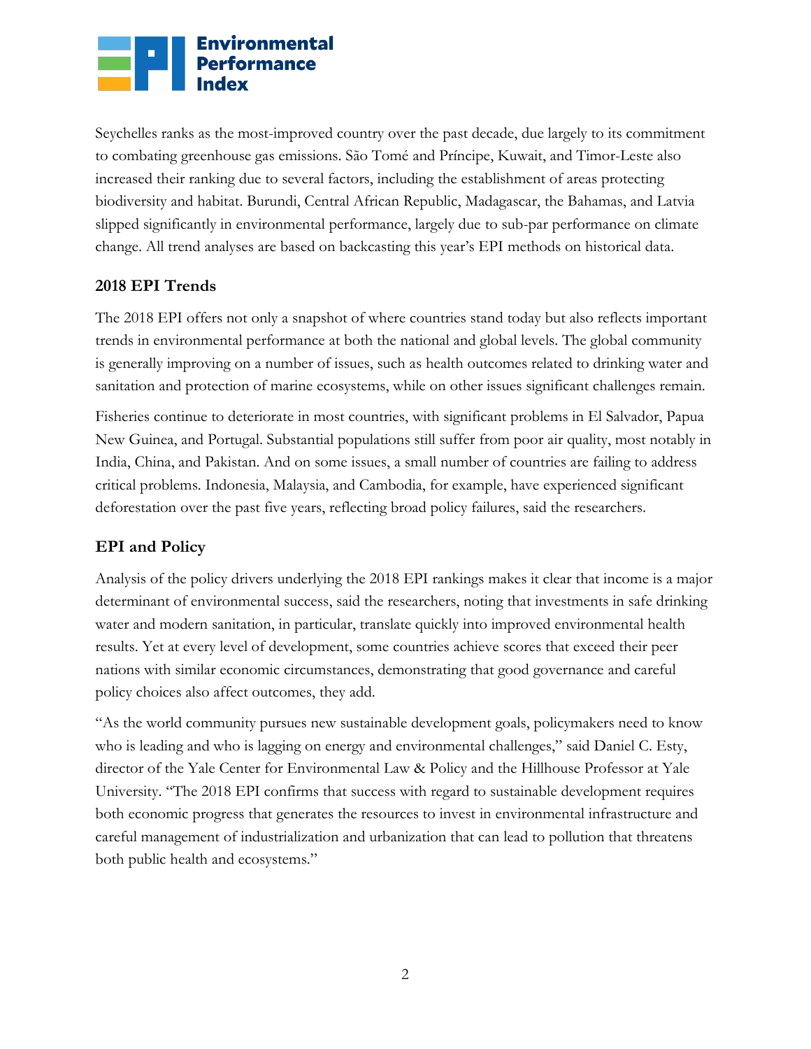Seychelles ranks as the most-improved country over the past decade, due largely to its commitment to combating greenhouse gas emissions. São Tomé and Príncipe, Kuwait, and Timor-Leste also increased their ranking due to several factors, including the establishment of areas protecting biodiversity and habitat. Burundi, Central African Republic, Madagascar, the Bahamas, and Latvia slipped significantly in environmental performance, largely due to sub-par performance on climate change. All trend analyses are based on backcasting this year's EPI methods on historical data.

## 2018 EPI Trends

The 2018 EPI offers not only a snapshot of where countries stand today but also reflects important trends in environmental performance at both the national and global levels. The global community is generally improving on a number of issues, such as health outcomes related to drinking water and sanitation and protection of marine ecosystems, while on other issues significant challenges remain.

Fisheries continue to deteriorate in most countries, with significant problems in El Salvador, Papua New Guinea, and Portugal. Substantial populations still suffer from poor air quality, most notably in India, China, and Pakistan. And on some issues, a small number of countries are failing to address critical problems. Indonesia, Malaysia, and Cambodia, for example, have experienced significant deforestation over the past five years, reflecting broad policy failures, said the researchers.

## EPI and Policy

Analysis of the policy drivers underlying the 2018 EPI rankings makes it clear that income is a major determinant of environmental success, said the researchers, noting that investments in safe drinking water and modern sanitation, in particular, translate quickly into improved environmental health results. Yet at every level of development, some countries achieve scores that exceed their peer nations with similar economic circumstances, demonstrating that good governance and careful policy choices also affect outcomes, they add.

"As the world community pursues new sustainable development goals, policymakers need to know who is leading and who is lagging on energy and environmental challenges," said Daniel C. Esty, director of the Yale Center for Environmental Law & Policy and the Hillhouse Professor at Yale University. "The 2018 EPI confirms that success with regard to sustainable development requires both economic progress that generates the resources to invest in environmental infrastructure and careful management of industrialization and urbanization that can lead to pollution that threatens both public health and ecosystems."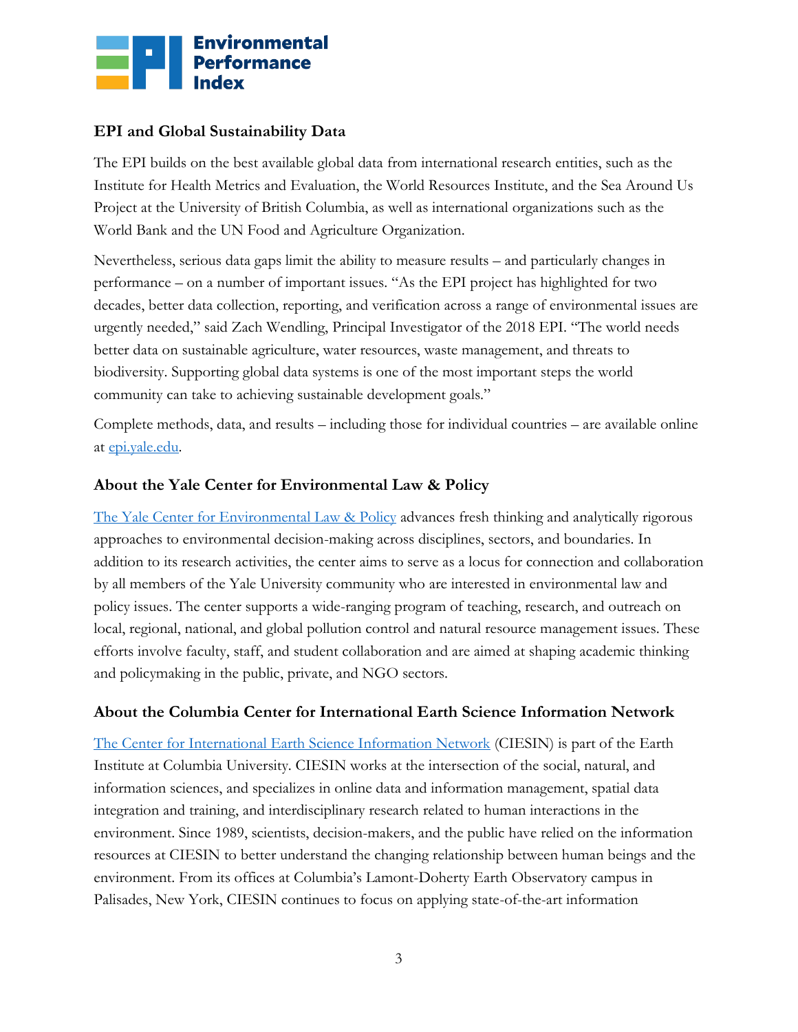## EPI and Global Sustainability Data

The EPI builds on the best available global data from international research entities, such as the Institute for Health Metrics and Evaluation, the World Resources Institute, and the Sea Around Us Project at the University of British Columbia, as well as international organizations such as the World Bank and the UN Food and Agriculture Organization.

Nevertheless, serious data gaps limit the ability to measure results – and particularly changes in performance – on a number of important issues. "As the EPI project has highlighted for two decades, better data collection, reporting, and verification across a range of environmental issues are urgently needed," said Zach Wendling, Principal Investigator of the 2018 EPI. "The world needs better data on sustainable agriculture, water resources, waste management, and threats to biodiversity. Supporting global data systems is one of the most important steps the world community can take to achieving sustainable development goals."

Complete methods, data, and results – including those for individual countries – are available online at [epi.yale.edu](epi.yale.edu).

## About the Yale Center for Environmental Law & Policy

[The Yale Center for Environmental Law & Policy](The Yale Center for Environmental Law & Policy) advances fresh thinking and analytically rigorous approaches to environmental decision-making across disciplines, sectors, and boundaries. In addition to its research activities, the center aims to serve as a locus for connection and collaboration by all members of the Yale University community who are interested in environmental law and policy issues. The center supports a wide-ranging program of teaching, research, and outreach on local, regional, national, and global pollution control and natural resource management issues. These efforts involve faculty, staff, and student collaboration and are aimed at shaping academic thinking and policymaking in the public, private, and NGO sectors.

## About the Columbia Center for International Earth Science Information Network

[The Center for International Earth Science Information Network](The Center for International Earth Science Information Network) (CIESIN) is part of the Earth Institute at Columbia University. CIESIN works at the intersection of the social, natural, and information sciences, and specializes in online data and information management, spatial data integration and training, and interdisciplinary research related to human interactions in the environment. Since 1989, scientists, decision-makers, and the public have relied on the information resources at CIESIN to better understand the changing relationship between human beings and the environment. From its offices at Columbia's Lamont-Doherty Earth Observatory campus in Palisades, New York, CIESIN continues to focus on applying state-of-the-art information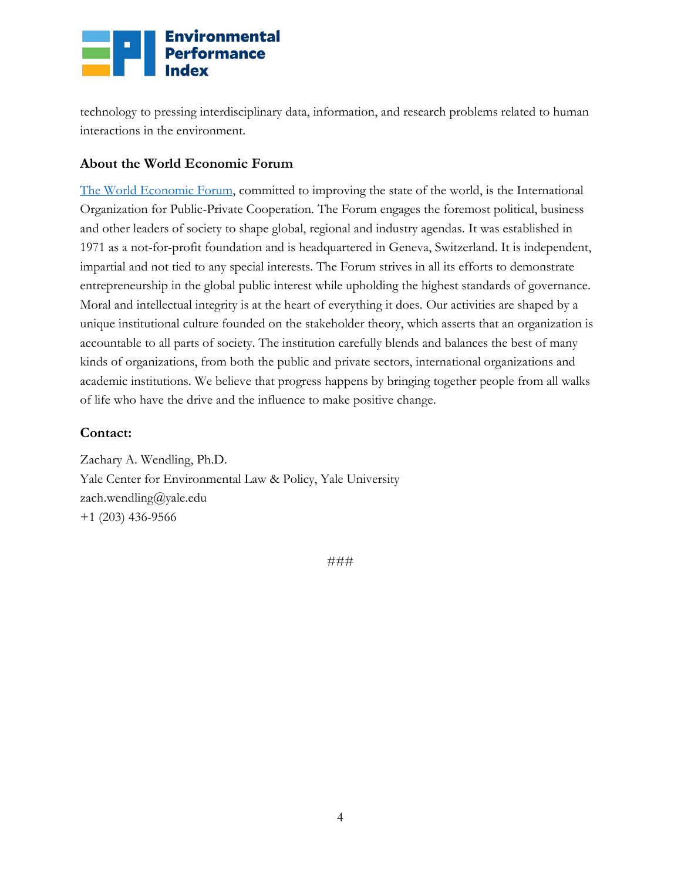technology to pressing interdisciplinary data, information, and research problems related to human interactions in the environment.

### About the World Economic Forum

The World Economic Forum, committed to improving the state of the world, is the International Organization for Public-Private Cooperation. The Forum engages the foremost political, business and other leaders of society to shape global, regional and industry agendas. It was established in 1971 as a not-for-profit foundation and is headquartered in Geneva, Switzerland. It is independent, impartial and not tied to any special interests. The Forum strives in all its efforts to demonstrate entrepreneurship in the global public interest while upholding the highest standards of governance. Moral and intellectual integrity is at the heart of everything it does. Our activities are shaped by a unique institutional culture founded on the stakeholder theory, which asserts that an organization is accountable to all parts of society. The institution carefully blends and balances the best of many kinds of organizations, from both the public and private sectors, international organizations and academic institutions. We believe that progress happens by bringing together people from all walks of life who have the drive and the influence to make positive change.

### Contact:

Zachary A. Wendling, Ph.D.
Yale Center for Environmental Law & Policy, Yale University
zach.wendling@yale.edu
+1 (203) 436-9566

###